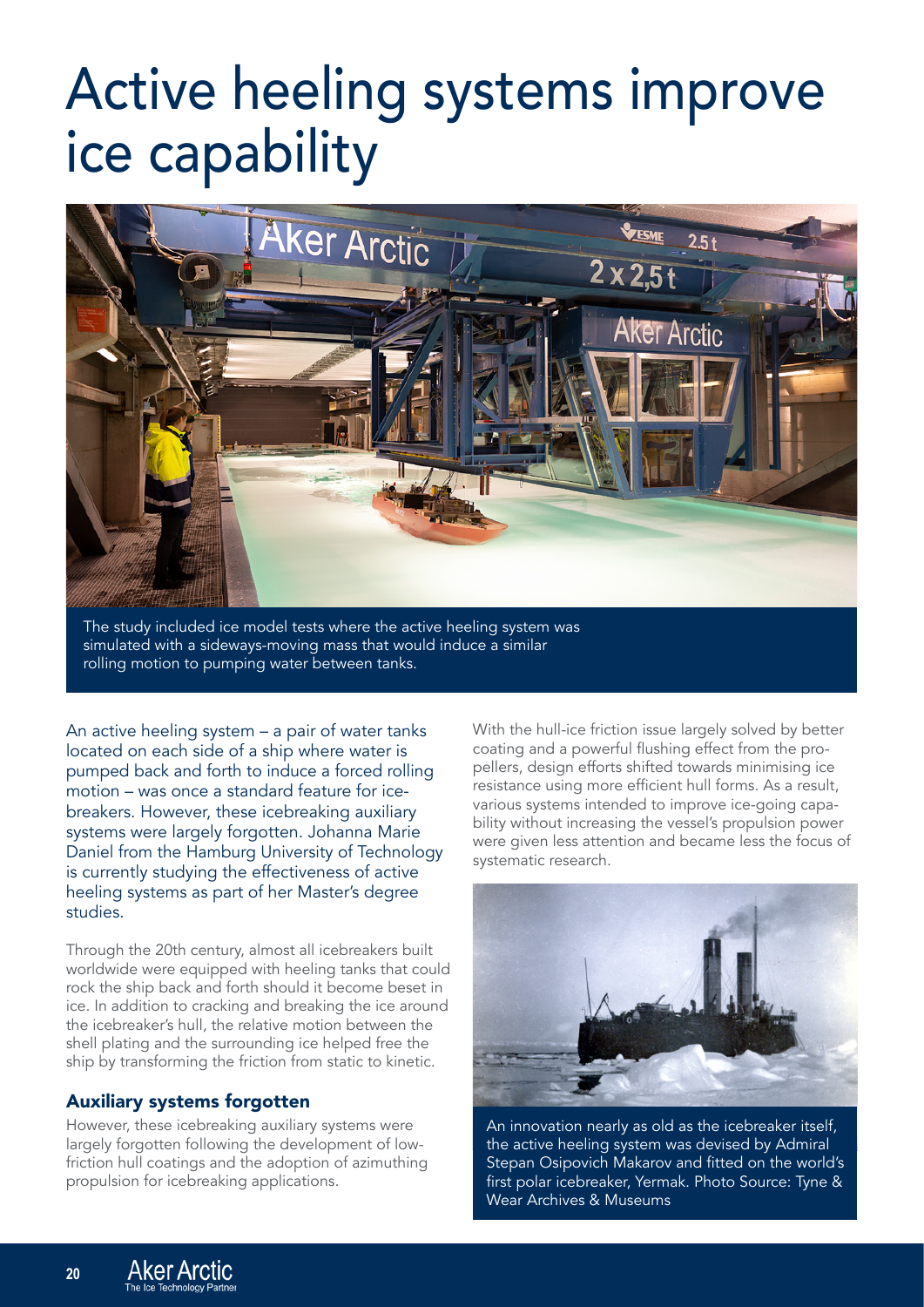# Active heeling systems improve ice capability

The study included ice model tests where the active heeling system was simulated with a sideways-moving mass that would induce a similar rolling motion to pumping water between tanks.

An active heeling system – a pair of water tanks located on each side of a ship where water is pumped back and forth to induce a forced rolling motion – was once a standard feature for icebreakers. However, these icebreaking auxiliary systems were largely forgotten. Johanna Marie Daniel from the Hamburg University of Technology is currently studying the effectiveness of active heeling systems as part of her Master's degree studies.

Through the 20th century, almost all icebreakers built worldwide were equipped with heeling tanks that could rock the ship back and forth should it become beset in ice. In addition to cracking and breaking the ice around the icebreaker's hull, the relative motion between the shell plating and the surrounding ice helped free the ship by transforming the friction from static to kinetic.

## Auxiliary systems forgotten

However, these icebreaking auxiliary systems were largely forgotten following the development of low-friction hull coatings and the adoption of azimuthing propulsion for icebreaking applications.

With the hull-ice friction issue largely solved by better coating and a powerful flushing effect from the propellers, design efforts shifted towards minimising ice resistance using more efficient hull forms. As a result, various systems intended to improve ice-going capability without increasing the vessel's propulsion power were given less attention and became less the focus of systematic research.

An innovation nearly as old as the icebreaker itself, the active heeling system was devised by Admiral Stepan Osipovich Makarov and fitted on the world's first polar icebreaker, Yermak. Photo Source: Tyne & Wear Archives & Museums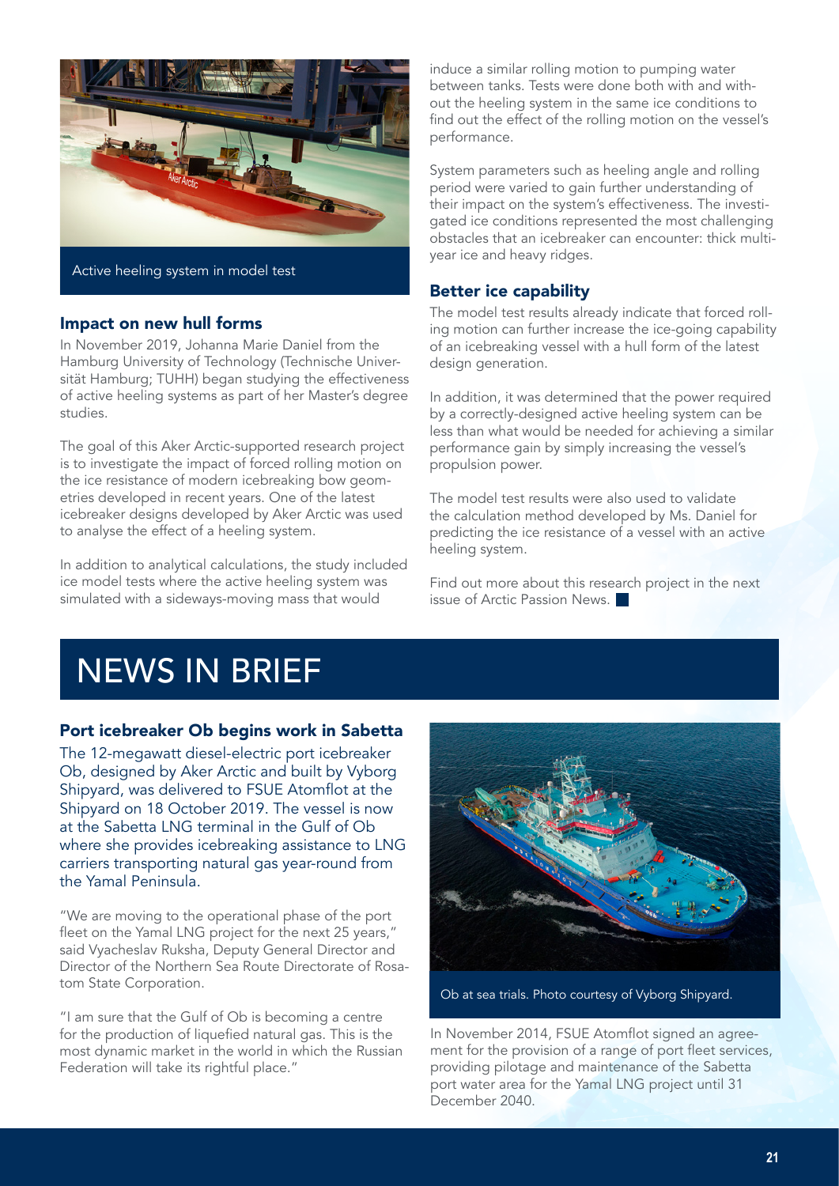Active heeling system in model test

### Impact on new hull forms

In November 2019, Johanna Marie Daniel from the Hamburg University of Technology (Technische Universität Hamburg; TUHH) began studying the effectiveness of active heeling systems as part of her Master's degree studies.

The goal of this Aker Arctic-supported research project is to investigate the impact of forced rolling motion on the ice resistance of modern icebreaking bow geometries developed in recent years. One of the latest icebreaker designs developed by Aker Arctic was used to analyse the effect of a heeling system.

In addition to analytical calculations, the study included ice model tests where the active heeling system was simulated with a sideways-moving mass that would induce a similar rolling motion to pumping water between tanks. Tests were done both with and without the heeling system in the same ice conditions to find out the effect of the rolling motion on the vessel's performance.

System parameters such as heeling angle and rolling period were varied to gain further understanding of their impact on the system's effectiveness. The investigated ice conditions represented the most challenging obstacles that an icebreaker can encounter: thick multi-year ice and heavy ridges.

### Better ice capability

The model test results already indicate that forced rolling motion can further increase the ice-going capability of an icebreaking vessel with a hull form of the latest design generation.

In addition, it was determined that the power required by a correctly-designed active heeling system can be less than what would be needed for achieving a similar performance gain by simply increasing the vessel's propulsion power.

The model test results were also used to validate the calculation method developed by Ms. Daniel for predicting the ice resistance of a vessel with an active heeling system.

Find out more about this research project in the next issue of Arctic Passion News.

# NEWS IN BRIEF

### Port icebreaker Ob begins work in Sabetta

The 12-megawatt diesel-electric port icebreaker Ob, designed by Aker Arctic and built by Vyborg Shipyard, was delivered to FSUE Atomflot at the Shipyard on 18 October 2019. The vessel is now at the Sabetta LNG terminal in the Gulf of Ob where she provides icebreaking assistance to LNG carriers transporting natural gas year-round from the Yamal Peninsula.

"We are moving to the operational phase of the port fleet on the Yamal LNG project for the next 25 years," said Vyacheslav Ruksha, Deputy General Director and Director of the Northern Sea Route Directorate of Rosatom State Corporation.

"I am sure that the Gulf of Ob is becoming a centre for the production of liquefied natural gas. This is the most dynamic market in the world in which the Russian Federation will take its rightful place."

Ob at sea trials. Photo courtesy of Vyborg Shipyard.

In November 2014, FSUE Atomflot signed an agreement for the provision of a range of port fleet services, providing pilotage and maintenance of the Sabetta port water area for the Yamal LNG project until 31 December 2040.